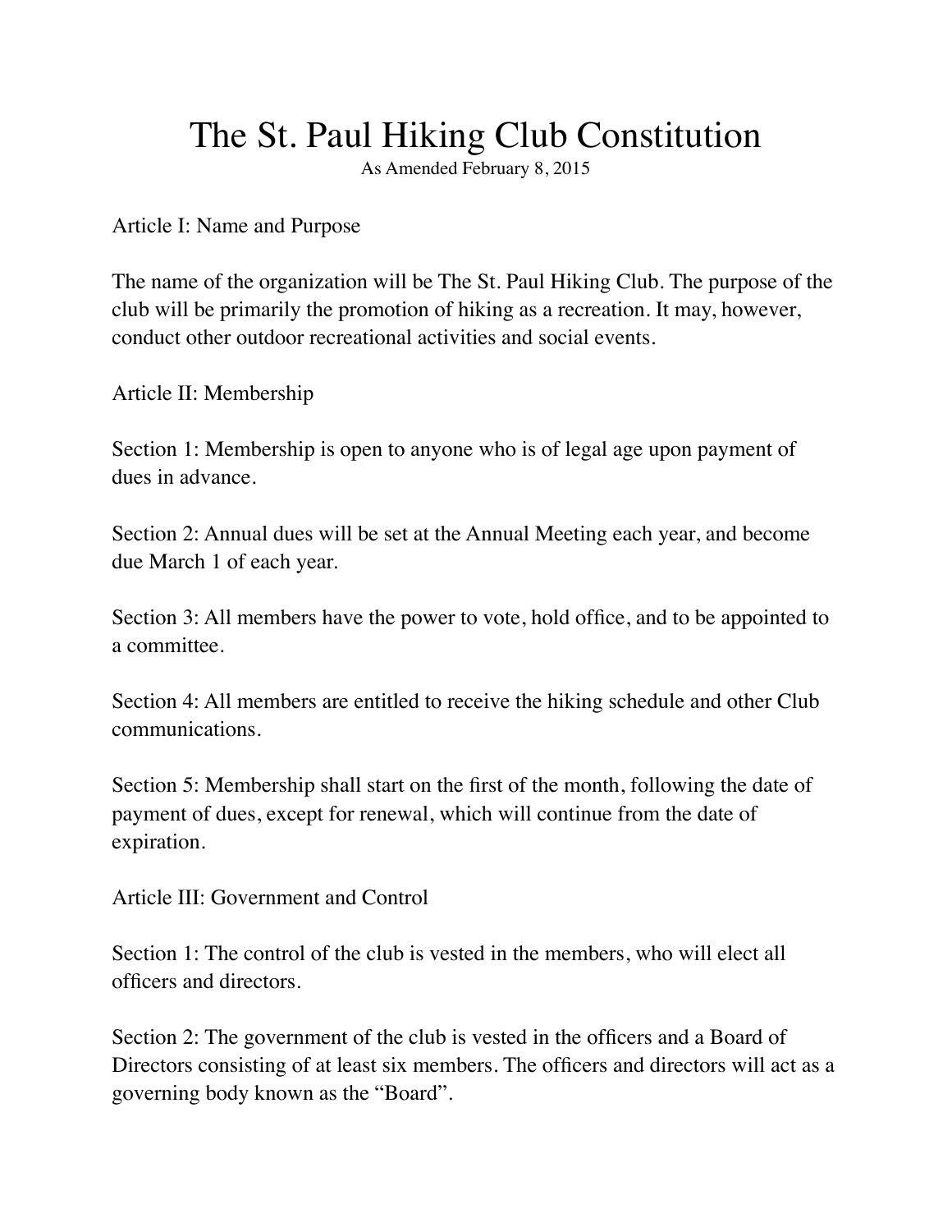# The St. Paul Hiking Club Constitution

As Amended February 8, 2015

## Article I: Name and Purpose

The name of the organization will be The St. Paul Hiking Club. The purpose of the club will be primarily the promotion of hiking as a recreation. It may, however, conduct other outdoor recreational activities and social events.

## Article II: Membership

Section 1: Membership is open to anyone who is of legal age upon payment of dues in advance.

Section 2: Annual dues will be set at the Annual Meeting each year, and become due March 1 of each year.

Section 3: All members have the power to vote, hold office, and to be appointed to a committee.

Section 4: All members are entitled to receive the hiking schedule and other Club communications.

Section 5: Membership shall start on the first of the month, following the date of payment of dues, except for renewal, which will continue from the date of expiration.

## Article III: Government and Control

Section 1: The control of the club is vested in the members, who will elect all officers and directors.

Section 2: The government of the club is vested in the officers and a Board of Directors consisting of at least six members. The officers and directors will act as a governing body known as the “Board”.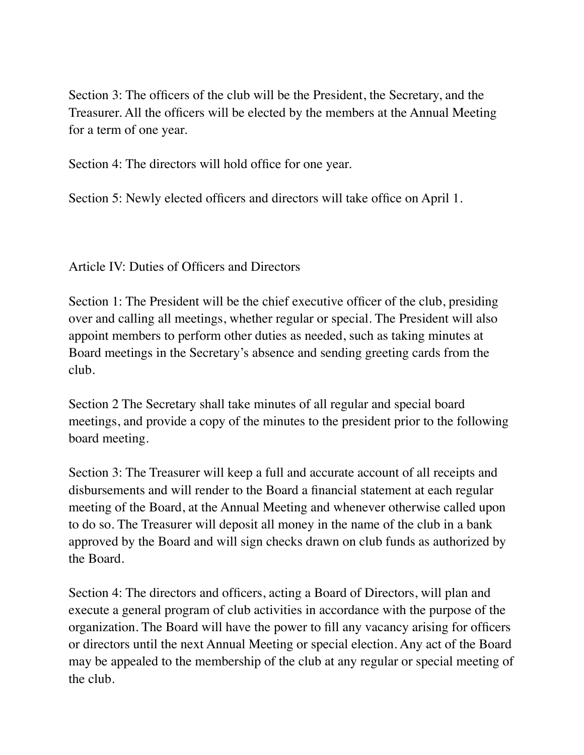Section 3: The officers of the club will be the President, the Secretary, and the Treasurer. All the officers will be elected by the members at the Annual Meeting for a term of one year.

Section 4: The directors will hold office for one year.

Section 5: Newly elected officers and directors will take office on April 1.

## Article IV: Duties of Officers and Directors

Section 1: The President will be the chief executive officer of the club, presiding over and calling all meetings, whether regular or special. The President will also appoint members to perform other duties as needed, such as taking minutes at Board meetings in the Secretary's absence and sending greeting cards from the club.

Section 2 The Secretary shall take minutes of all regular and special board meetings, and provide a copy of the minutes to the president prior to the following board meeting.

Section 3: The Treasurer will keep a full and accurate account of all receipts and disbursements and will render to the Board a financial statement at each regular meeting of the Board, at the Annual Meeting and whenever otherwise called upon to do so. The Treasurer will deposit all money in the name of the club in a bank approved by the Board and will sign checks drawn on club funds as authorized by the Board.

Section 4: The directors and officers, acting a Board of Directors, will plan and execute a general program of club activities in accordance with the purpose of the organization. The Board will have the power to fill any vacancy arising for officers or directors until the next Annual Meeting or special election. Any act of the Board may be appealed to the membership of the club at any regular or special meeting of the club.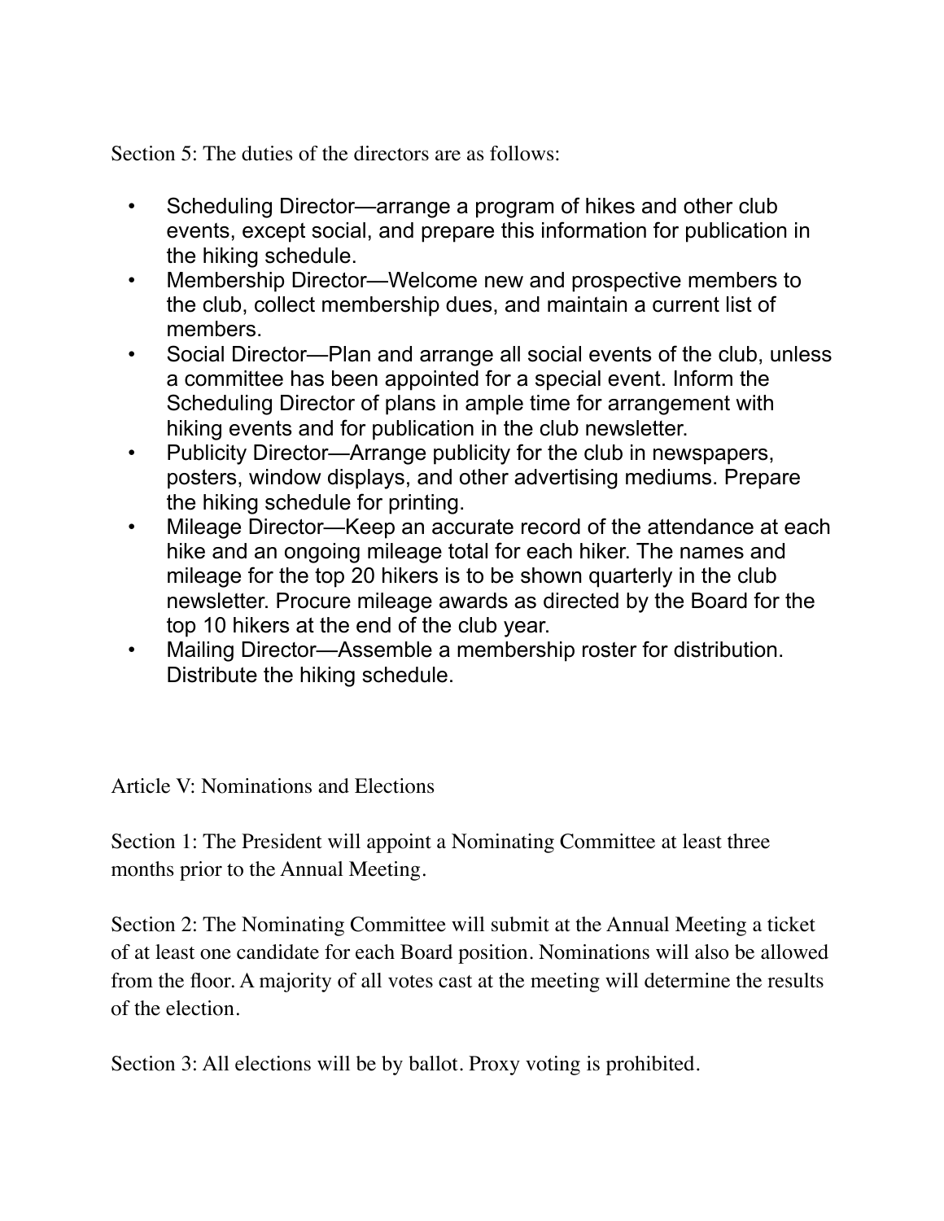Section 5: The duties of the directors are as follows:

- Scheduling Director—arrange a program of hikes and other club events, except social, and prepare this information for publication in the hiking schedule.
- Membership Director—Welcome new and prospective members to the club, collect membership dues, and maintain a current list of members.
- Social Director—Plan and arrange all social events of the club, unless a committee has been appointed for a special event. Inform the Scheduling Director of plans in ample time for arrangement with hiking events and for publication in the club newsletter.
- Publicity Director—Arrange publicity for the club in newspapers, posters, window displays, and other advertising mediums. Prepare the hiking schedule for printing.
- Mileage Director—Keep an accurate record of the attendance at each hike and an ongoing mileage total for each hiker. The names and mileage for the top 20 hikers is to be shown quarterly in the club newsletter. Procure mileage awards as directed by the Board for the top 10 hikers at the end of the club year.
- Mailing Director—Assemble a membership roster for distribution. Distribute the hiking schedule.

## Article V: Nominations and Elections

Section 1: The President will appoint a Nominating Committee at least three months prior to the Annual Meeting.

Section 2: The Nominating Committee will submit at the Annual Meeting a ticket of at least one candidate for each Board position. Nominations will also be allowed from the floor. A majority of all votes cast at the meeting will determine the results of the election.

Section 3: All elections will be by ballot. Proxy voting is prohibited.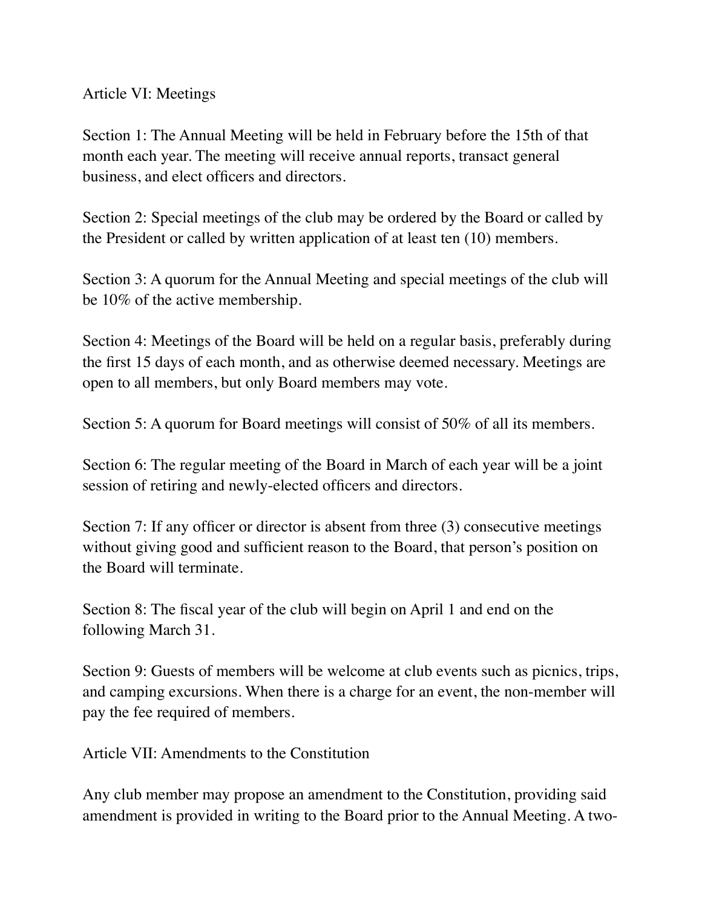## Article VI: Meetings

Section 1: The Annual Meeting will be held in February before the 15th of that month each year. The meeting will receive annual reports, transact general business, and elect officers and directors.

Section 2: Special meetings of the club may be ordered by the Board or called by the President or called by written application of at least ten (10) members.

Section 3: A quorum for the Annual Meeting and special meetings of the club will be 10% of the active membership.

Section 4: Meetings of the Board will be held on a regular basis, preferably during the first 15 days of each month, and as otherwise deemed necessary. Meetings are open to all members, but only Board members may vote.

Section 5: A quorum for Board meetings will consist of 50% of all its members.

Section 6: The regular meeting of the Board in March of each year will be a joint session of retiring and newly-elected officers and directors.

Section 7: If any officer or director is absent from three (3) consecutive meetings without giving good and sufficient reason to the Board, that person's position on the Board will terminate.

Section 8: The fiscal year of the club will begin on April 1 and end on the following March 31.

Section 9: Guests of members will be welcome at club events such as picnics, trips, and camping excursions. When there is a charge for an event, the non-member will pay the fee required of members.

## Article VII: Amendments to the Constitution

Any club member may propose an amendment to the Constitution, providing said amendment is provided in writing to the Board prior to the Annual Meeting. A two-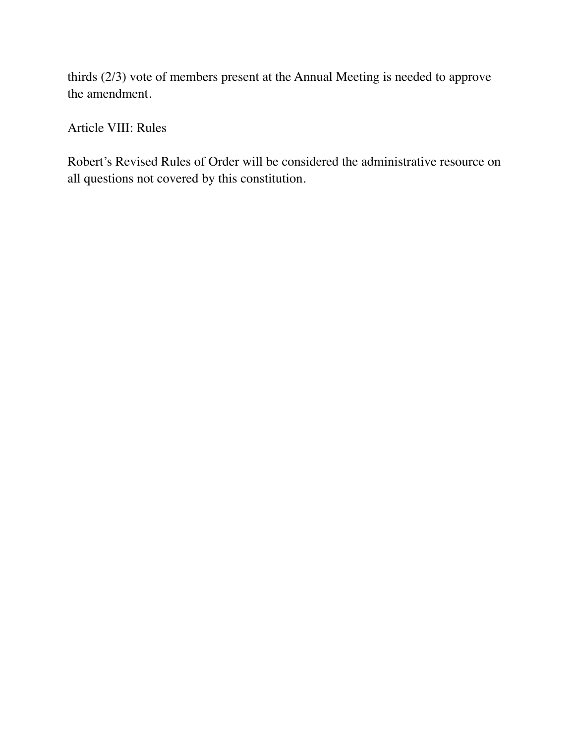thirds (2/3) vote of members present at the Annual Meeting is needed to approve the amendment.

## Article VIII: Rules

Robert's Revised Rules of Order will be considered the administrative resource on all questions not covered by this constitution.